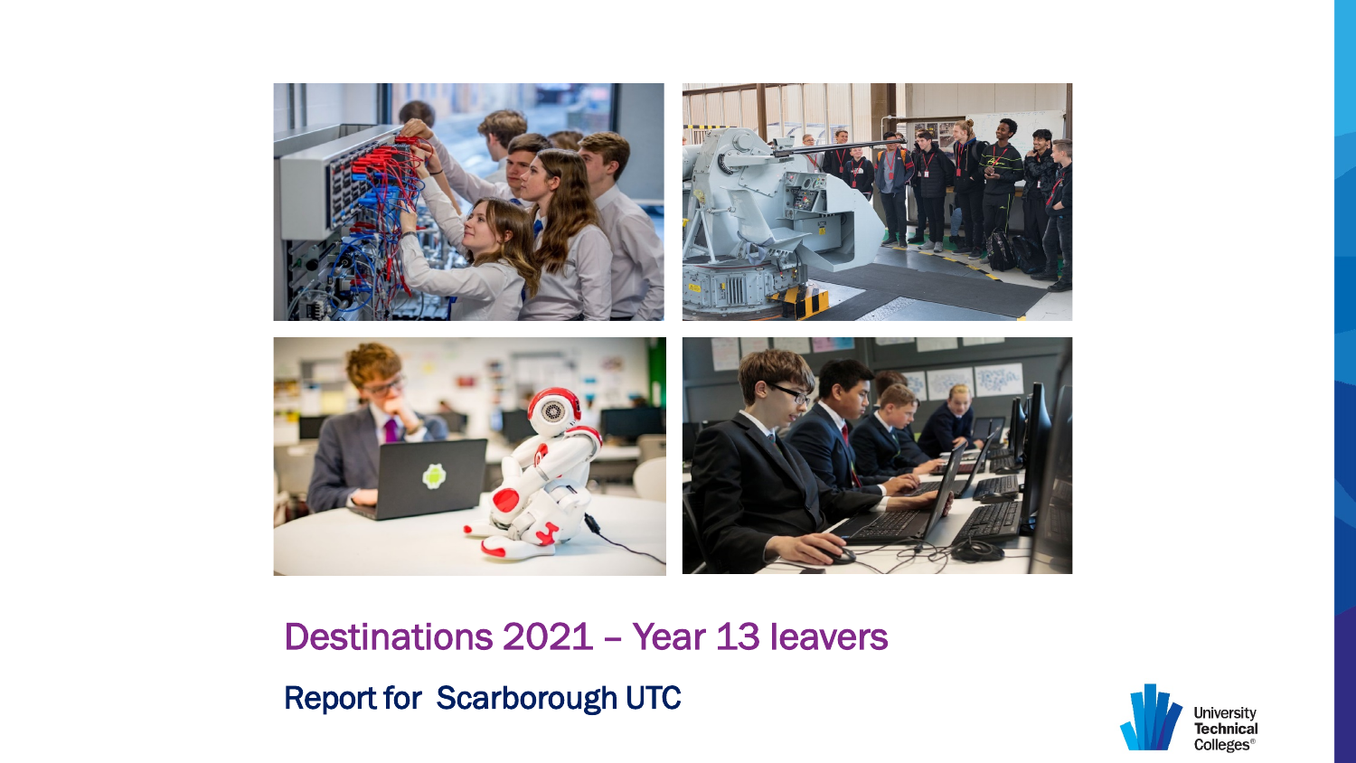# Destinations 2021 – Year 13 leavers

## Report for Scarborough UTC

University Technical Colleges®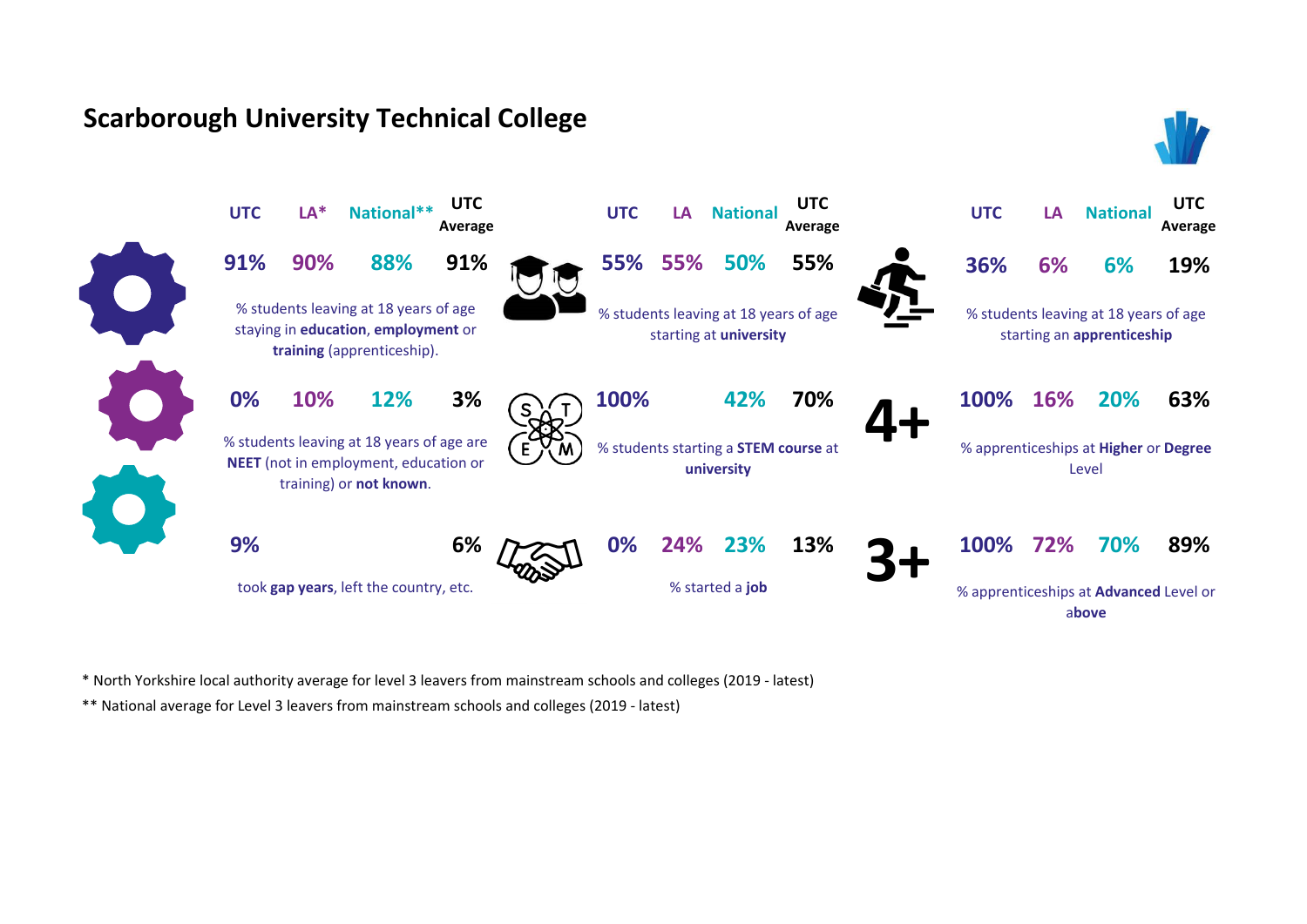# Scarborough University Technical College

| Measure | UTC | LA* | National** | UTC Average |
|---|---|---|---|---|
| % students leaving at 18 years of age staying in **education**, **employment** or **training** (apprenticeship). | 91% | 90% | 88% | 91% |
| % students leaving at 18 years of age are **NEET** (not in employment, education or training) or **not known**. | 0% | 10% | 12% | 3% |
| took **gap years**, left the country, etc. | 9% | | | 6% |

| Measure | UTC | LA | National | UTC Average |
|---|---|---|---|---|
| % students leaving at 18 years of age starting at **university** | 55% | 55% | 50% | 55% |
| % students starting a **STEM course** at **university** | 100% | | 42% | 70% |
| % started a **job** | 0% | 24% | 23% | 13% |

| Measure | UTC | LA | National | UTC Average |
|---|---|---|---|---|
| % students leaving at 18 years of age starting an **apprenticeship** | 36% | 6% | 6% | 19% |
| 4+ % apprenticeships at **Higher** or **Degree** Level | 100% | 16% | 20% | 63% |
| 3+ % apprenticeships at **Advanced** Level or above | 100% | 72% | 70% | 89% |

* North Yorkshire local authority average for level 3 leavers from mainstream schools and colleges (2019 - latest)

** National average for Level 3 leavers from mainstream schools and colleges (2019 - latest)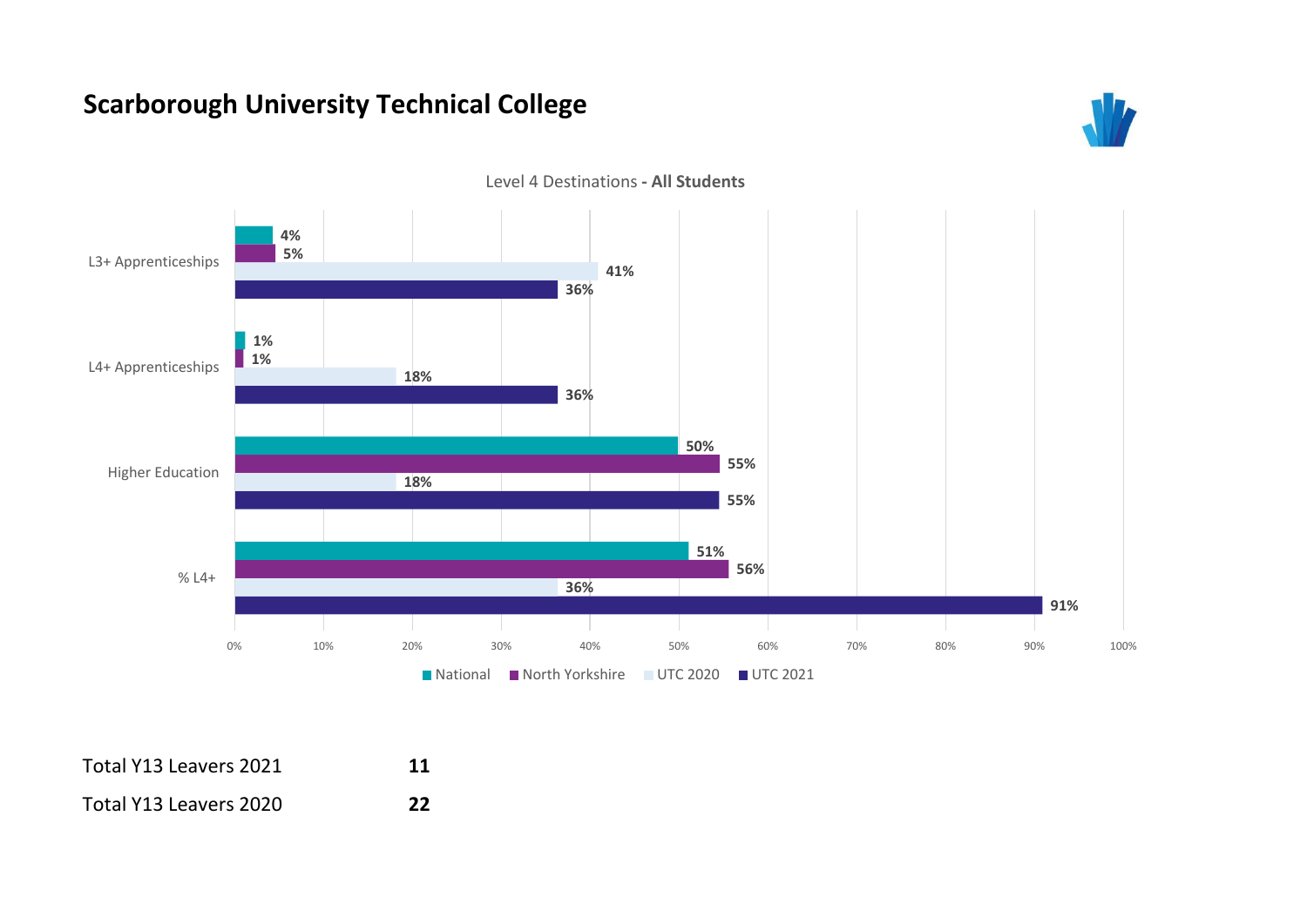# Scarborough University Technical College

**Level 4 Destinations - All Students**

| | National | North Yorkshire | UTC 2020 | UTC 2021 |
|---|---|---|---|---|
| L3+ Apprenticeships | 4% | 5% | 41% | 36% |
| L4+ Apprenticeships | 1% | 1% | 18% | 36% |
| Higher Education | 50% | 55% | 18% | 55% |
| % L4+ | 51% | 56% | 36% | 91% |

| | |
|---|---|
| Total Y13 Leavers 2021 | **11** |
| Total Y13 Leavers 2020 | **22** |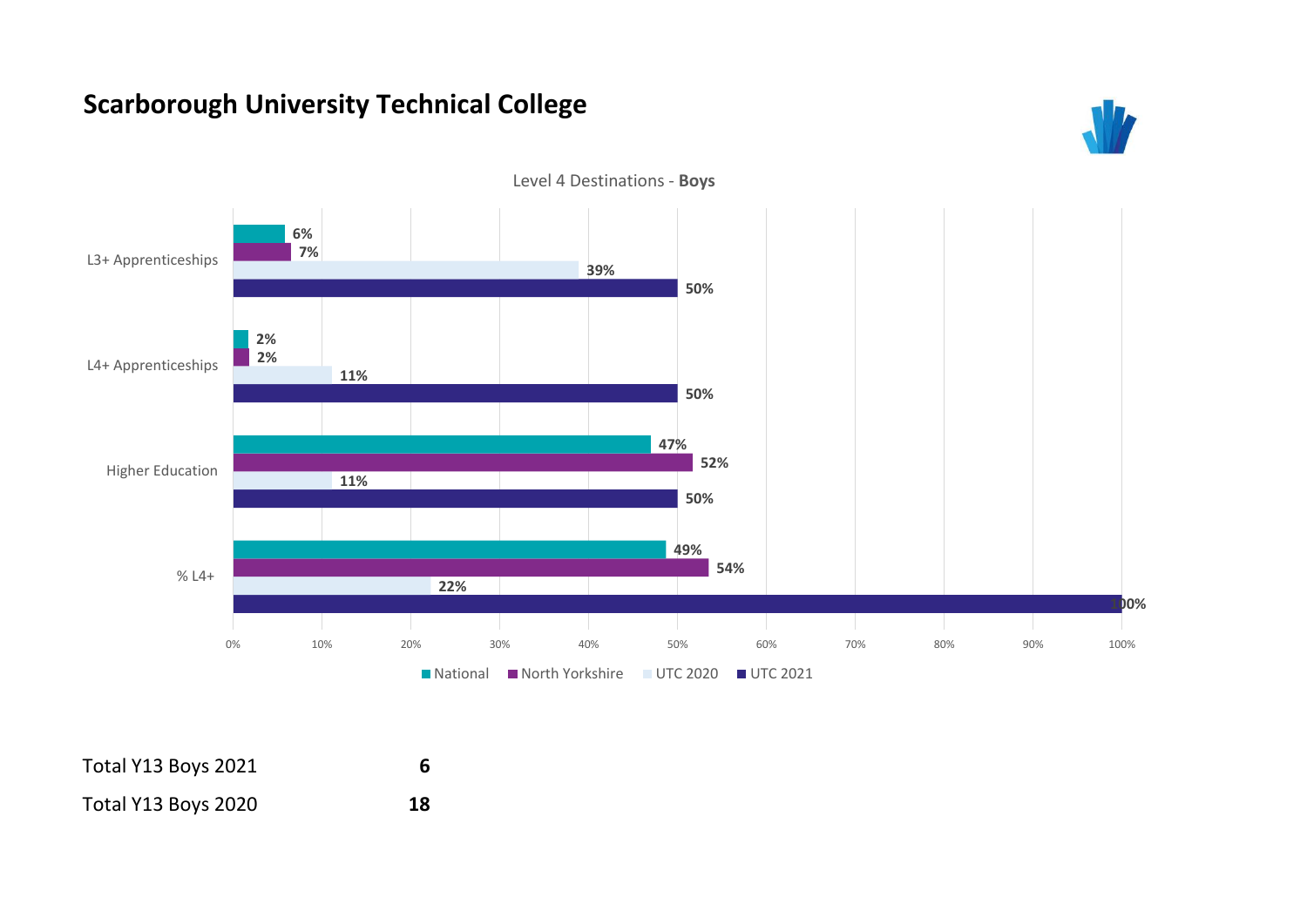# Scarborough University Technical College

Level 4 Destinations - **Boys**

| | National | North Yorkshire | UTC 2020 | UTC 2021 |
|---|---|---|---|---|
| L3+ Apprenticeships | 6% | 7% | 39% | 50% |
| L4+ Apprenticeships | 2% | 2% | 11% | 50% |
| Higher Education | 47% | 52% | 11% | 50% |
| % L4+ | 49% | 54% | 22% | 100% |

| | |
|---|---|
| Total Y13 Boys 2021 | **6** |
| Total Y13 Boys 2020 | **18** |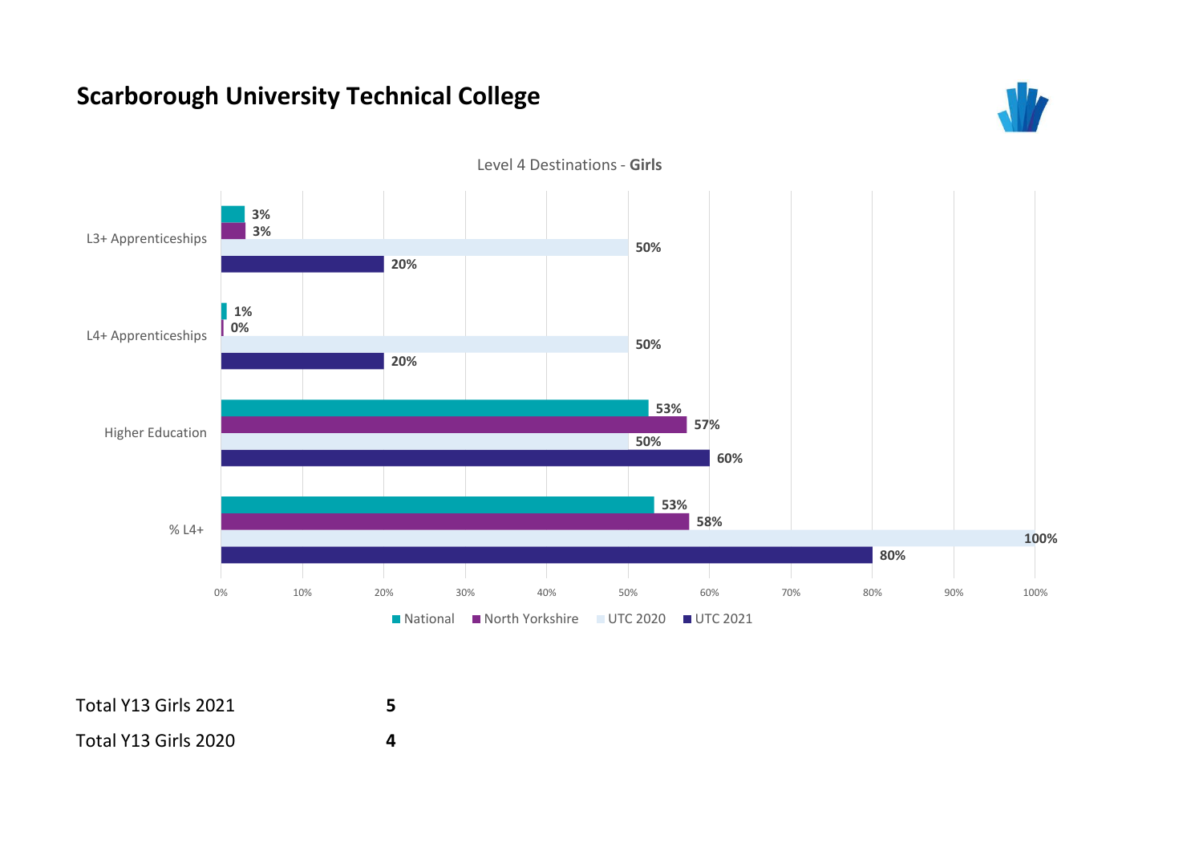# Scarborough University Technical College

Level 4 Destinations - **Girls**

| | National | North Yorkshire | UTC 2020 | UTC 2021 |
|---|---|---|---|---|
| L3+ Apprenticeships | 3% | 3% | 50% | 20% |
| L4+ Apprenticeships | 1% | 0% | 50% | 20% |
| Higher Education | 53% | 57% | 50% | 60% |
| % L4+ | 53% | 58% | 100% | 80% |

| | |
|---|---|
| Total Y13 Girls 2021 | **5** |
| Total Y13 Girls 2020 | **4** |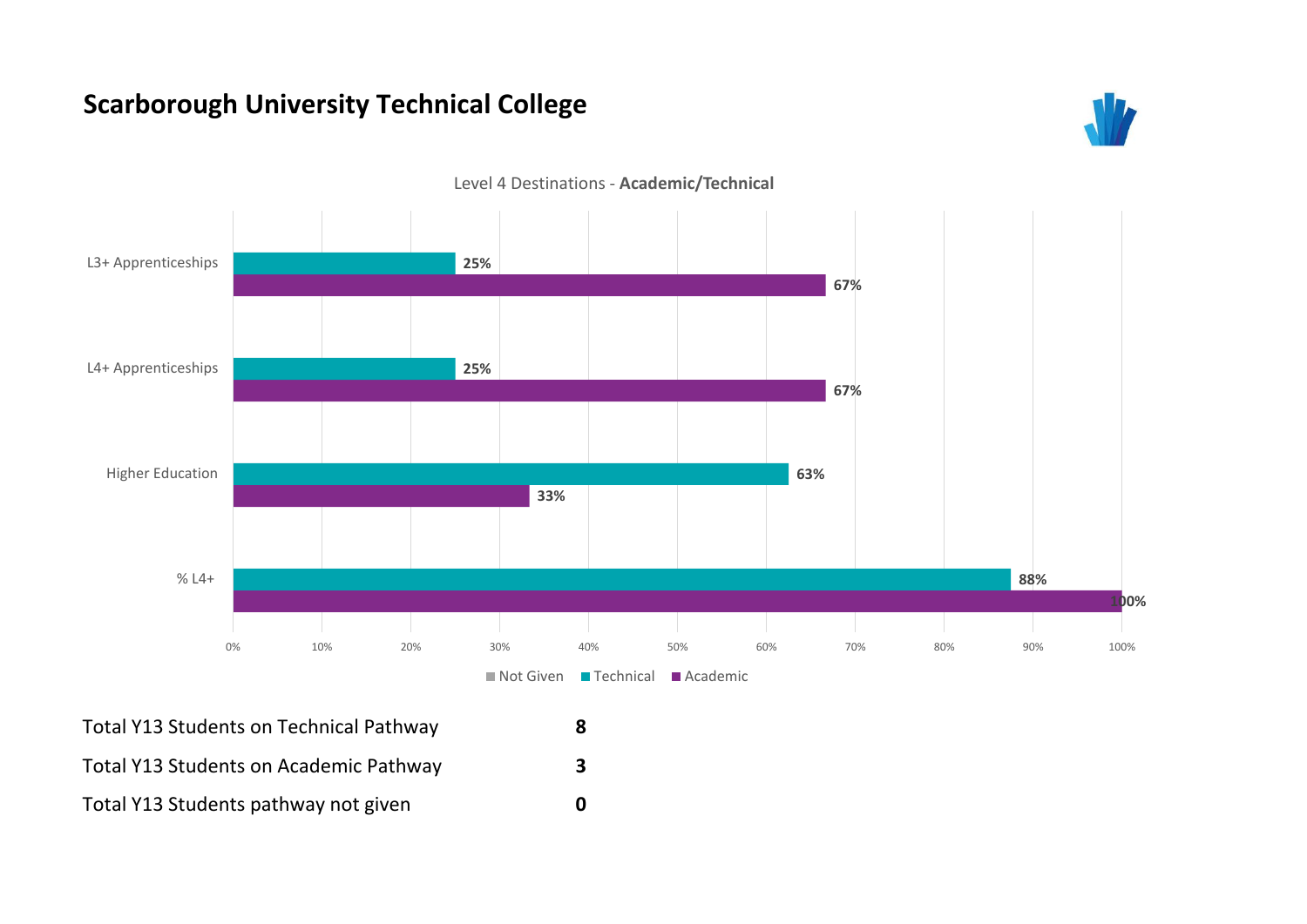# Scarborough University Technical College

Level 4 Destinations - **Academic/Technical**

| | Technical | Academic |
|---|---|---|
| L3+ Apprenticeships | 25% | 67% |
| L4+ Apprenticeships | 25% | 67% |
| Higher Education | 63% | 33% |
| % L4+ | 88% | 100% |

Not Given | Technical | Academic

| | |
|---|---|
| Total Y13 Students on Technical Pathway | **8** |
| Total Y13 Students on Academic Pathway | **3** |
| Total Y13 Students pathway not given | **0** |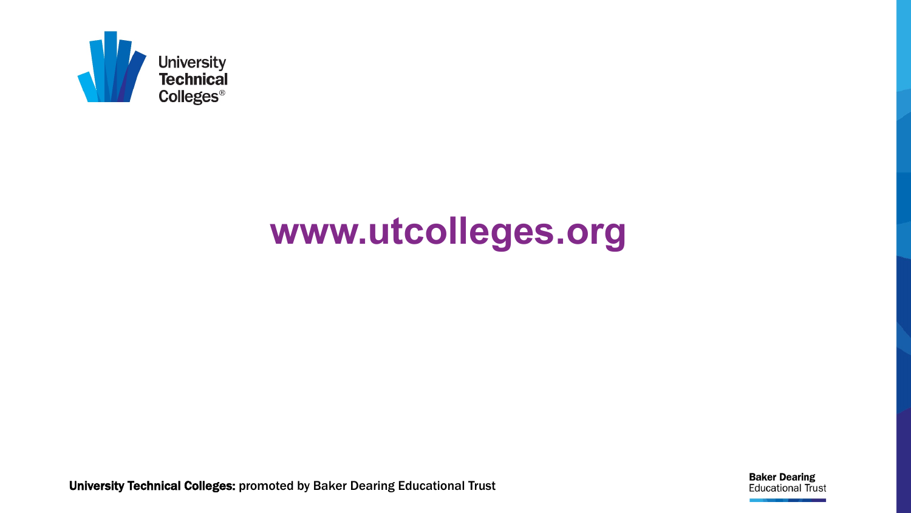University Technical Colleges®

# www.utcolleges.org

**University Technical Colleges:** promoted by Baker Dearing Educational Trust

**Baker Dearing** Educational Trust